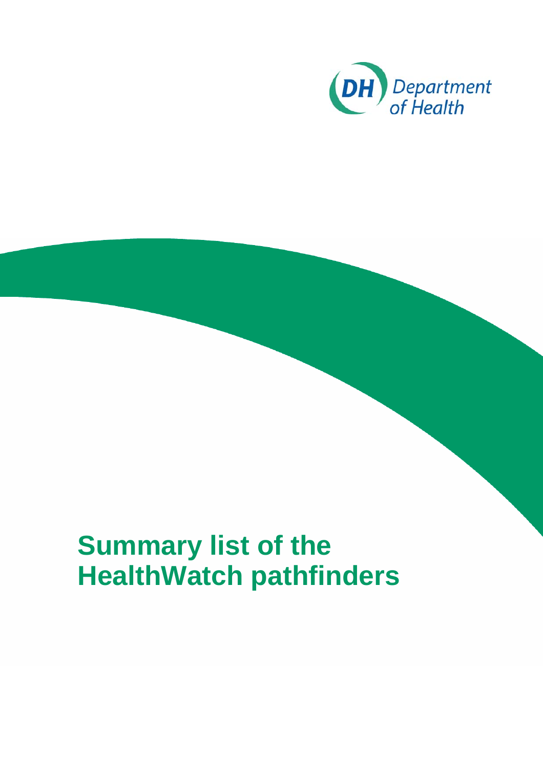DH Department of Health

# Summary list of the HealthWatch pathfinders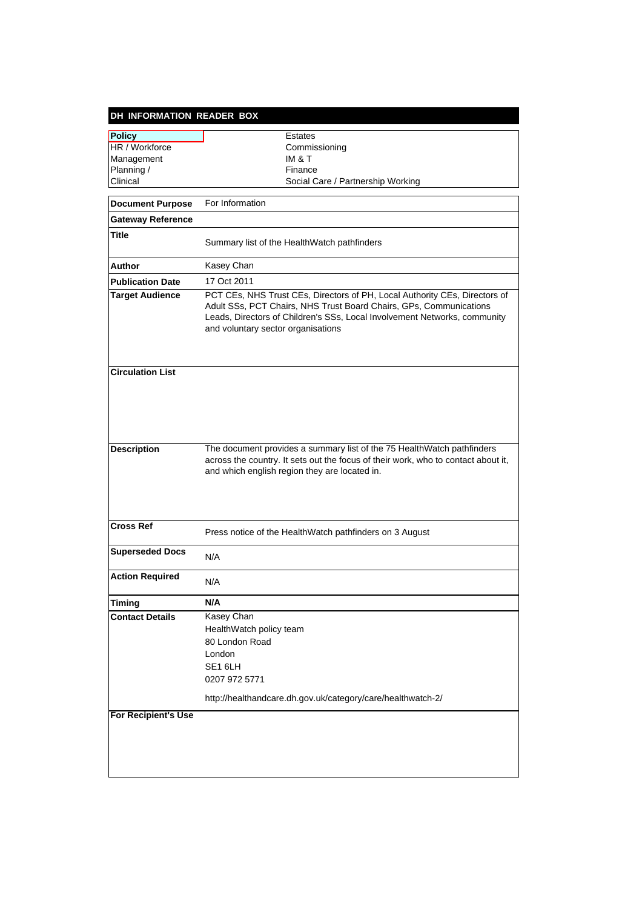## DH INFORMATION READER BOX

| | |
|---|---|
| **Policy** | Estates |
| HR / Workforce | Commissioning |
| Management | IM & T |
| Planning / | Finance |
| Clinical | Social Care / Partnership Working |

| | |
|---|---|
| **Document Purpose** | For Information |
| **Gateway Reference** | |
| **Title** | Summary list of the HealthWatch pathfinders |
| **Author** | Kasey Chan |
| **Publication Date** | 17 Oct 2011 |
| **Target Audience** | PCT CEs, NHS Trust CEs, Directors of PH, Local Authority CEs, Directors of Adult SSs, PCT Chairs, NHS Trust Board Chairs, GPs, Communications Leads, Directors of Children's SSs, Local Involvement Networks, community and voluntary sector organisations |
| **Circulation List** | |
| **Description** | The document provides a summary list of the 75 HealthWatch pathfinders across the country. It sets out the focus of their work, who to contact about it, and which english region they are located in. |
| **Cross Ref** | Press notice of the HealthWatch pathfinders on 3 August |
| **Superseded Docs** | N/A |
| **Action Required** | N/A |
| **Timing** | **N/A** |
| **Contact Details** | Kasey Chan<br>HealthWatch policy team<br>80 London Road<br>London<br>SE1 6LH<br>0207 972 5771<br><br>http://healthandcare.dh.gov.uk/category/care/healthwatch-2/ |
| **For Recipient's Use** | |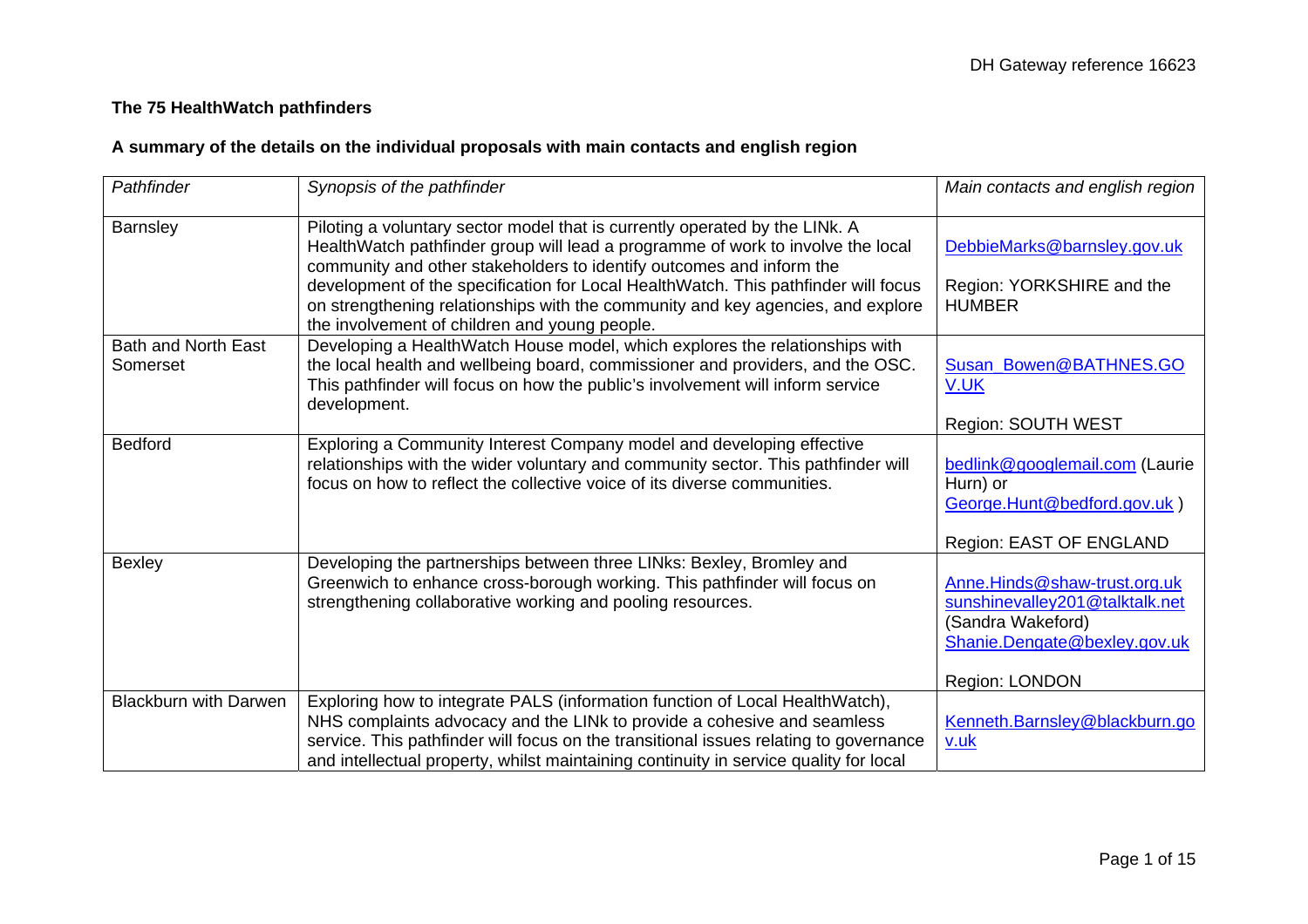DH Gateway reference 16623

**The 75 HealthWatch pathfinders**

**A summary of the details on the individual proposals with main contacts and english region**

| *Pathfinder* | *Synopsis of the pathfinder* | *Main contacts and english region* |
|---|---|---|
| Barnsley | Piloting a voluntary sector model that is currently operated by the LINk. A HealthWatch pathfinder group will lead a programme of work to involve the local community and other stakeholders to identify outcomes and inform the development of the specification for Local HealthWatch. This pathfinder will focus on strengthening relationships with the community and key agencies, and explore the involvement of children and young people. | DebbieMarks@barnsley.gov.uk<br><br>Region: YORKSHIRE and the HUMBER |
| Bath and North East Somerset | Developing a HealthWatch House model, which explores the relationships with the local health and wellbeing board, commissioner and providers, and the OSC. This pathfinder will focus on how the public's involvement will inform service development. | Susan_Bowen@BATHNES.GOV.UK<br><br>Region: SOUTH WEST |
| Bedford | Exploring a Community Interest Company model and developing effective relationships with the wider voluntary and community sector. This pathfinder will focus on how to reflect the collective voice of its diverse communities. | bedlink@googlemail.com (Laurie Hurn) or George.Hunt@bedford.gov.uk )<br><br>Region: EAST OF ENGLAND |
| Bexley | Developing the partnerships between three LINks: Bexley, Bromley and Greenwich to enhance cross-borough working. This pathfinder will focus on strengthening collaborative working and pooling resources. | Anne.Hinds@shaw-trust.org.uk<br>sunshinevalley201@talktalk.net (Sandra Wakeford)<br>Shanie.Dengate@bexley.gov.uk<br><br>Region: LONDON |
| Blackburn with Darwen | Exploring how to integrate PALS (information function of Local HealthWatch), NHS complaints advocacy and the LINk to provide a cohesive and seamless service. This pathfinder will focus on the transitional issues relating to governance and intellectual property, whilst maintaining continuity in service quality for local | Kenneth.Barnsley@blackburn.gov.uk |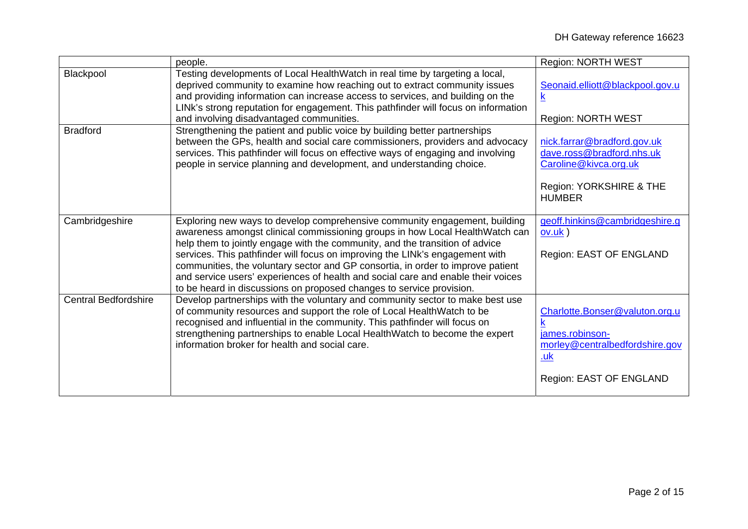| | | |
|---|---|---|
| | people. | Region: NORTH WEST |
| Blackpool | Testing developments of Local HealthWatch in real time by targeting a local, deprived community to examine how reaching out to extract community issues and providing information can increase access to services, and building on the LINk's strong reputation for engagement. This pathfinder will focus on information and involving disadvantaged communities. | Seonaid.elliott@blackpool.gov.uk<br><br>Region: NORTH WEST |
| Bradford | Strengthening the patient and public voice by building better partnerships between the GPs, health and social care commissioners, providers and advocacy services. This pathfinder will focus on effective ways of engaging and involving people in service planning and development, and understanding choice. | nick.farrar@bradford.gov.uk<br>dave.ross@bradford.nhs.uk<br>Caroline@kivca.org.uk<br><br>Region: YORKSHIRE & THE HUMBER |
| Cambridgeshire | Exploring new ways to develop comprehensive community engagement, building awareness amongst clinical commissioning groups in how Local HealthWatch can help them to jointly engage with the community, and the transition of advice services. This pathfinder will focus on improving the LINk's engagement with communities, the voluntary sector and GP consortia, in order to improve patient and service users' experiences of health and social care and enable their voices to be heard in discussions on proposed changes to service provision. | geoff.hinkins@cambridgeshire.gov.uk )<br><br>Region: EAST OF ENGLAND |
| Central Bedfordshire | Develop partnerships with the voluntary and community sector to make best use of community resources and support the role of Local HealthWatch to be recognised and influential in the community. This pathfinder will focus on strengthening partnerships to enable Local HealthWatch to become the expert information broker for health and social care. | Charlotte.Bonser@valuton.org.uk<br>james.robinson-morley@centralbedfordshire.gov.uk<br><br>Region: EAST OF ENGLAND |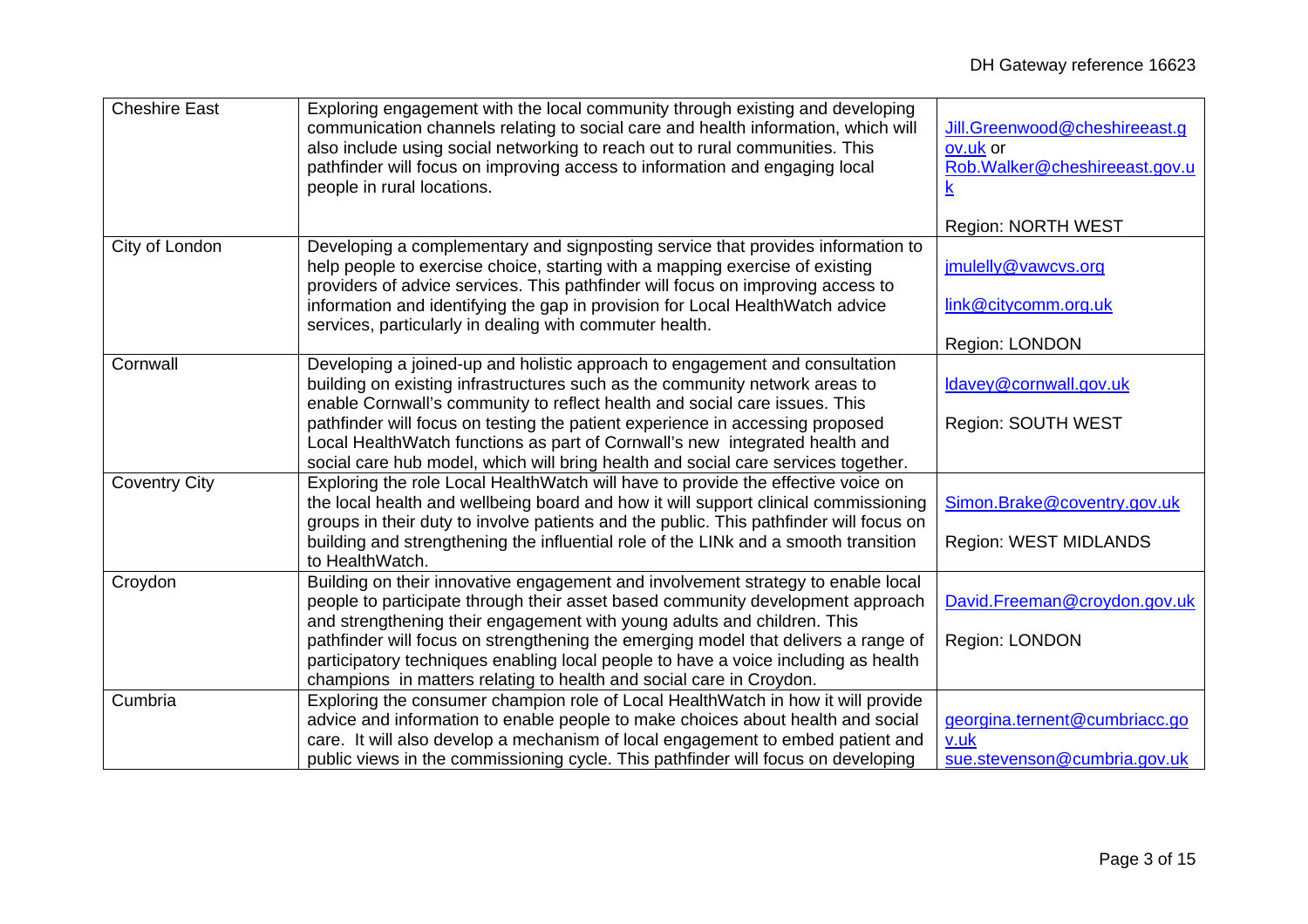| | | |
|---|---|---|
| Cheshire East | Exploring engagement with the local community through existing and developing communication channels relating to social care and health information, which will also include using social networking to reach out to rural communities. This pathfinder will focus on improving access to information and engaging local people in rural locations. | Jill.Greenwood@cheshireeast.gov.uk or Rob.Walker@cheshireeast.gov.uk<br><br>Region: NORTH WEST |
| City of London | Developing a complementary and signposting service that provides information to help people to exercise choice, starting with a mapping exercise of existing providers of advice services. This pathfinder will focus on improving access to information and identifying the gap in provision for Local HealthWatch advice services, particularly in dealing with commuter health. | jmulelly@vawcvs.org<br><br>link@citycomm.org.uk<br><br>Region: LONDON |
| Cornwall | Developing a joined-up and holistic approach to engagement and consultation building on existing infrastructures such as the community network areas to enable Cornwall's community to reflect health and social care issues. This pathfinder will focus on testing the patient experience in accessing proposed Local HealthWatch functions as part of Cornwall's new integrated health and social care hub model, which will bring health and social care services together. | ldavey@cornwall.gov.uk<br><br>Region: SOUTH WEST |
| Coventry City | Exploring the role Local HealthWatch will have to provide the effective voice on the local health and wellbeing board and how it will support clinical commissioning groups in their duty to involve patients and the public. This pathfinder will focus on building and strengthening the influential role of the LINk and a smooth transition to HealthWatch. | Simon.Brake@coventry.gov.uk<br><br>Region: WEST MIDLANDS |
| Croydon | Building on their innovative engagement and involvement strategy to enable local people to participate through their asset based community development approach and strengthening their engagement with young adults and children. This pathfinder will focus on strengthening the emerging model that delivers a range of participatory techniques enabling local people to have a voice including as health champions in matters relating to health and social care in Croydon. | David.Freeman@croydon.gov.uk<br><br>Region: LONDON |
| Cumbria | Exploring the consumer champion role of Local HealthWatch in how it will provide advice and information to enable people to make choices about health and social care. It will also develop a mechanism of local engagement to embed patient and public views in the commissioning cycle. This pathfinder will focus on developing | georgina.ternent@cumbriacc.gov.uk<br>sue.stevenson@cumbria.gov.uk |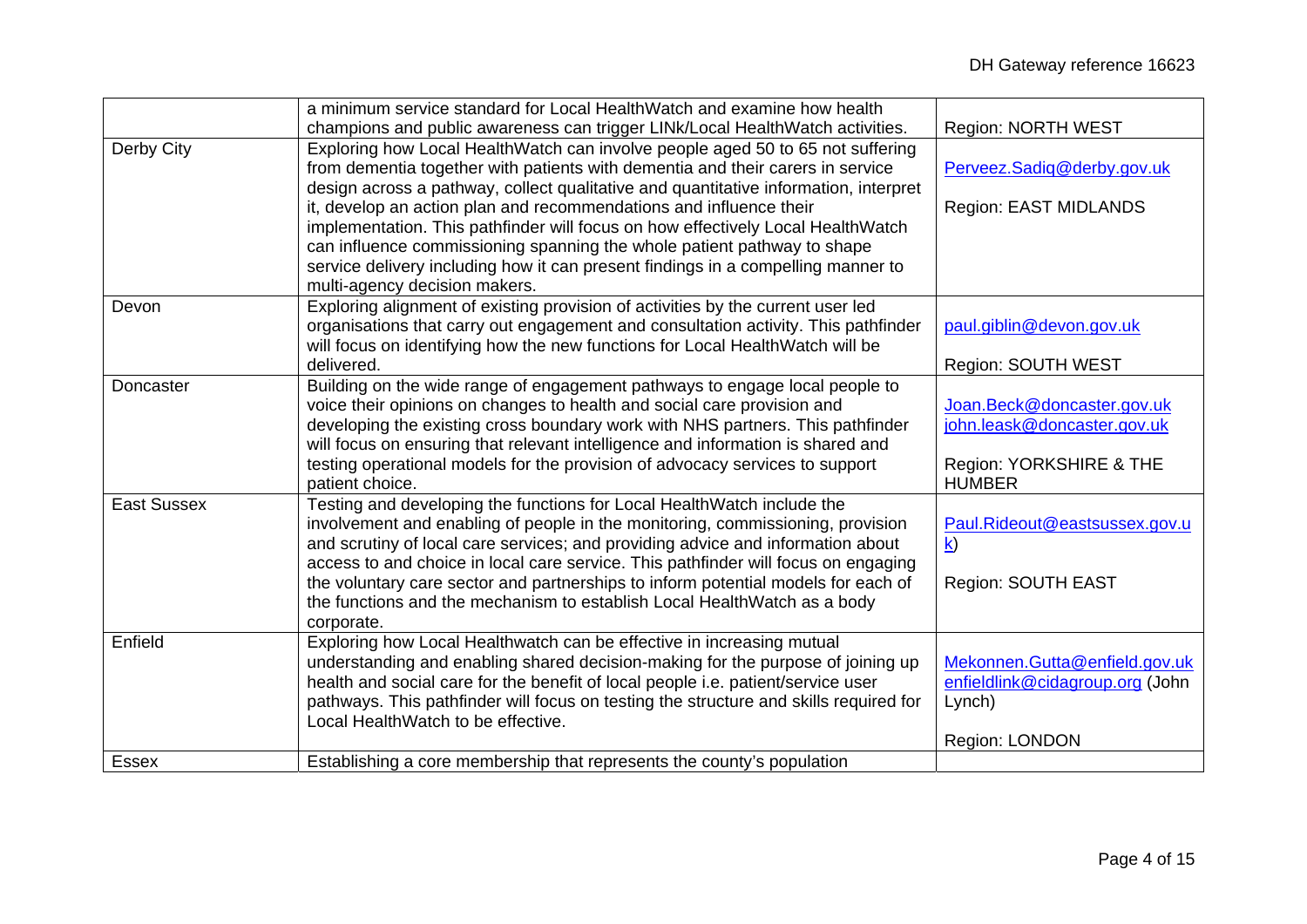|  |  |  |
|---|---|---|
|  | a minimum service standard for Local HealthWatch and examine how health champions and public awareness can trigger LINk/Local HealthWatch activities. | Region: NORTH WEST |
| Derby City | Exploring how Local HealthWatch can involve people aged 50 to 65 not suffering from dementia together with patients with dementia and their carers in service design across a pathway, collect qualitative and quantitative information, interpret it, develop an action plan and recommendations and influence their implementation. This pathfinder will focus on how effectively Local HealthWatch can influence commissioning spanning the whole patient pathway to shape service delivery including how it can present findings in a compelling manner to multi-agency decision makers. | Perveez.Sadiq@derby.gov.uk<br><br>Region: EAST MIDLANDS |
| Devon | Exploring alignment of existing provision of activities by the current user led organisations that carry out engagement and consultation activity. This pathfinder will focus on identifying how the new functions for Local HealthWatch will be delivered. | paul.giblin@devon.gov.uk<br><br>Region: SOUTH WEST |
| Doncaster | Building on the wide range of engagement pathways to engage local people to voice their opinions on changes to health and social care provision and developing the existing cross boundary work with NHS partners. This pathfinder will focus on ensuring that relevant intelligence and information is shared and testing operational models for the provision of advocacy services to support patient choice. | Joan.Beck@doncaster.gov.uk<br>john.leask@doncaster.gov.uk<br><br>Region: YORKSHIRE & THE HUMBER |
| East Sussex | Testing and developing the functions for Local HealthWatch include the involvement and enabling of people in the monitoring, commissioning, provision and scrutiny of local care services; and providing advice and information about access to and choice in local care service. This pathfinder will focus on engaging the voluntary care sector and partnerships to inform potential models for each of the functions and the mechanism to establish Local HealthWatch as a body corporate. | Paul.Rideout@eastsussex.gov.uk)<br><br>Region: SOUTH EAST |
| Enfield | Exploring how Local Healthwatch can be effective in increasing mutual understanding and enabling shared decision-making for the purpose of joining up health and social care for the benefit of local people i.e. patient/service user pathways. This pathfinder will focus on testing the structure and skills required for Local HealthWatch to be effective. | Mekonnen.Gutta@enfield.gov.uk<br>enfieldlink@cidagroup.org (John Lynch)<br><br>Region: LONDON |
| Essex | Establishing a core membership that represents the county's population |  |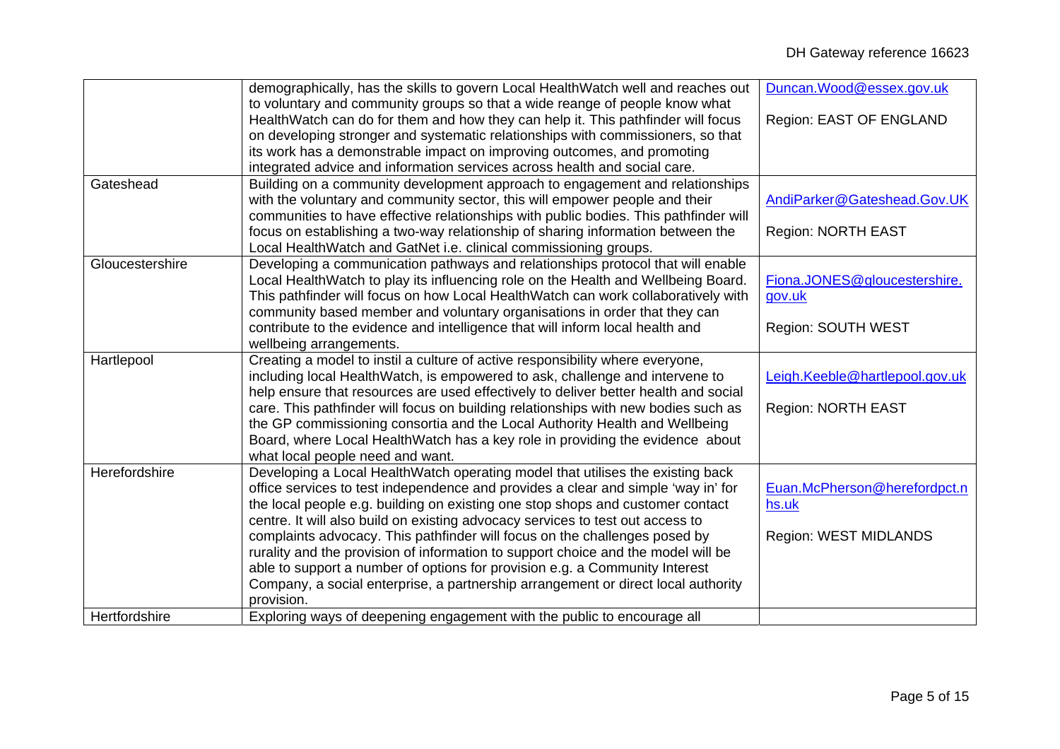| | | |
|---|---|---|
| | demographically, has the skills to govern Local HealthWatch well and reaches out to voluntary and community groups so that a wide reange of people know what HealthWatch can do for them and how they can help it. This pathfinder will focus on developing stronger and systematic relationships with commissioners, so that its work has a demonstrable impact on improving outcomes, and promoting integrated advice and information services across health and social care. | Duncan.Wood@essex.gov.uk<br><br>Region: EAST OF ENGLAND |
| Gateshead | Building on a community development approach to engagement and relationships with the voluntary and community sector, this will empower people and their communities to have effective relationships with public bodies. This pathfinder will focus on establishing a two-way relationship of sharing information between the Local HealthWatch and GatNet i.e. clinical commissioning groups. | AndiParker@Gateshead.Gov.UK<br><br>Region: NORTH EAST |
| Gloucestershire | Developing a communication pathways and relationships protocol that will enable Local HealthWatch to play its influencing role on the Health and Wellbeing Board. This pathfinder will focus on how Local HealthWatch can work collaboratively with community based member and voluntary organisations in order that they can contribute to the evidence and intelligence that will inform local health and wellbeing arrangements. | Fiona.JONES@gloucestershire.gov.uk<br><br>Region: SOUTH WEST |
| Hartlepool | Creating a model to instil a culture of active responsibility where everyone, including local HealthWatch, is empowered to ask, challenge and intervene to help ensure that resources are used effectively to deliver better health and social care. This pathfinder will focus on building relationships with new bodies such as the GP commissioning consortia and the Local Authority Health and Wellbeing Board, where Local HealthWatch has a key role in providing the evidence about what local people need and want. | Leigh.Keeble@hartlepool.gov.uk<br><br>Region: NORTH EAST |
| Herefordshire | Developing a Local HealthWatch operating model that utilises the existing back office services to test independence and provides a clear and simple 'way in' for the local people e.g. building on existing one stop shops and customer contact centre. It will also build on existing advocacy services to test out access to complaints advocacy. This pathfinder will focus on the challenges posed by rurality and the provision of information to support choice and the model will be able to support a number of options for provision e.g. a Community Interest Company, a social enterprise, a partnership arrangement or direct local authority provision. | Euan.McPherson@herefordpct.nhs.uk<br><br>Region: WEST MIDLANDS |
| Hertfordshire | Exploring ways of deepening engagement with the public to encourage all | |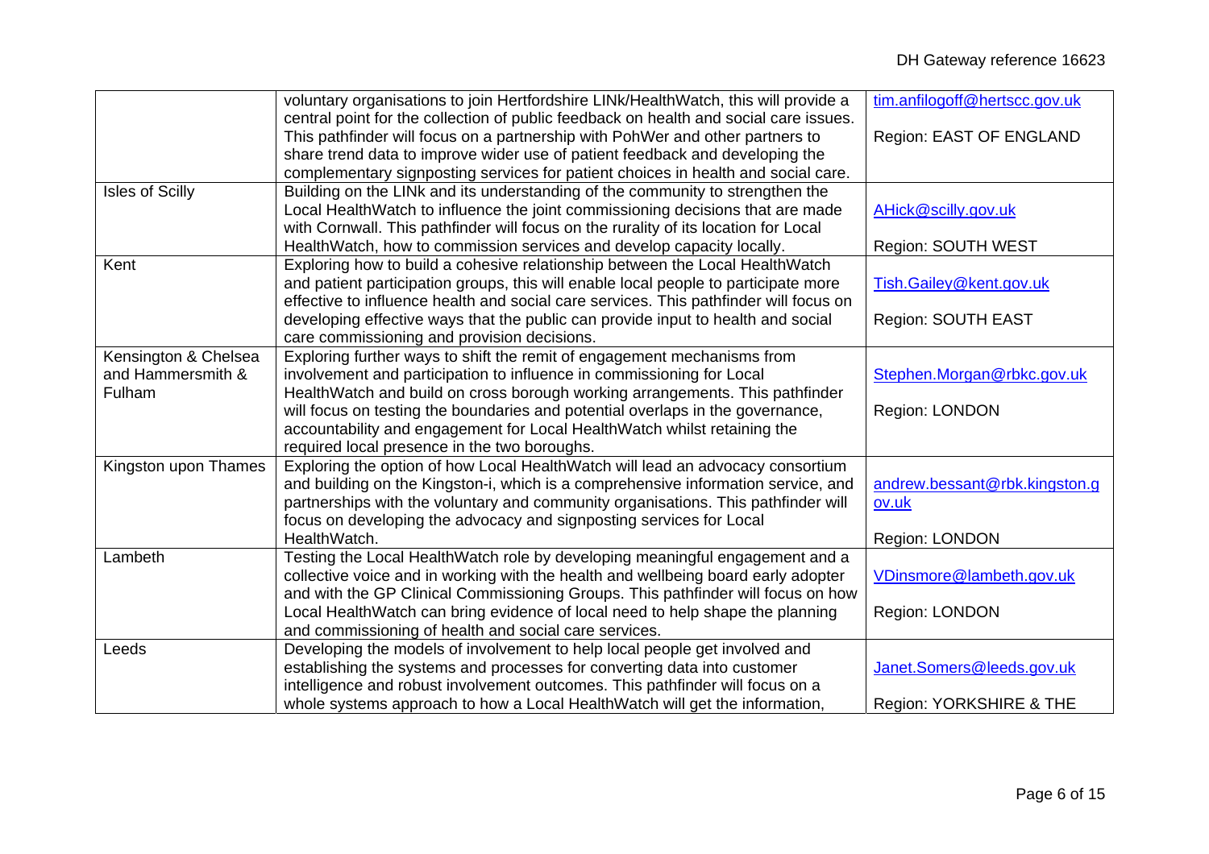| | | |
|---|---|---|
| | voluntary organisations to join Hertfordshire LINk/HealthWatch, this will provide a central point for the collection of public feedback on health and social care issues. This pathfinder will focus on a partnership with PohWer and other partners to share trend data to improve wider use of patient feedback and developing the complementary signposting services for patient choices in health and social care. | tim.anfilogoff@hertscc.gov.uk<br><br>Region: EAST OF ENGLAND |
| Isles of Scilly | Building on the LINk and its understanding of the community to strengthen the Local HealthWatch to influence the joint commissioning decisions that are made with Cornwall. This pathfinder will focus on the rurality of its location for Local HealthWatch, how to commission services and develop capacity locally. | AHick@scilly.gov.uk<br><br>Region: SOUTH WEST |
| Kent | Exploring how to build a cohesive relationship between the Local HealthWatch and patient participation groups, this will enable local people to participate more effective to influence health and social care services. This pathfinder will focus on developing effective ways that the public can provide input to health and social care commissioning and provision decisions. | Tish.Gailey@kent.gov.uk<br><br>Region: SOUTH EAST |
| Kensington & Chelsea and Hammersmith & Fulham | Exploring further ways to shift the remit of engagement mechanisms from involvement and participation to influence in commissioning for Local HealthWatch and build on cross borough working arrangements. This pathfinder will focus on testing the boundaries and potential overlaps in the governance, accountability and engagement for Local HealthWatch whilst retaining the required local presence in the two boroughs. | Stephen.Morgan@rbkc.gov.uk<br><br>Region: LONDON |
| Kingston upon Thames | Exploring the option of how Local HealthWatch will lead an advocacy consortium and building on the Kingston-i, which is a comprehensive information service, and partnerships with the voluntary and community organisations. This pathfinder will focus on developing the advocacy and signposting services for Local HealthWatch. | andrew.bessant@rbk.kingston.gov.uk<br><br>Region: LONDON |
| Lambeth | Testing the Local HealthWatch role by developing meaningful engagement and a collective voice and in working with the health and wellbeing board early adopter and with the GP Clinical Commissioning Groups. This pathfinder will focus on how Local HealthWatch can bring evidence of local need to help shape the planning and commissioning of health and social care services. | VDinsmore@lambeth.gov.uk<br><br>Region: LONDON |
| Leeds | Developing the models of involvement to help local people get involved and establishing the systems and processes for converting data into customer intelligence and robust involvement outcomes. This pathfinder will focus on a whole systems approach to how a Local HealthWatch will get the information, | Janet.Somers@leeds.gov.uk<br><br>Region: YORKSHIRE & THE |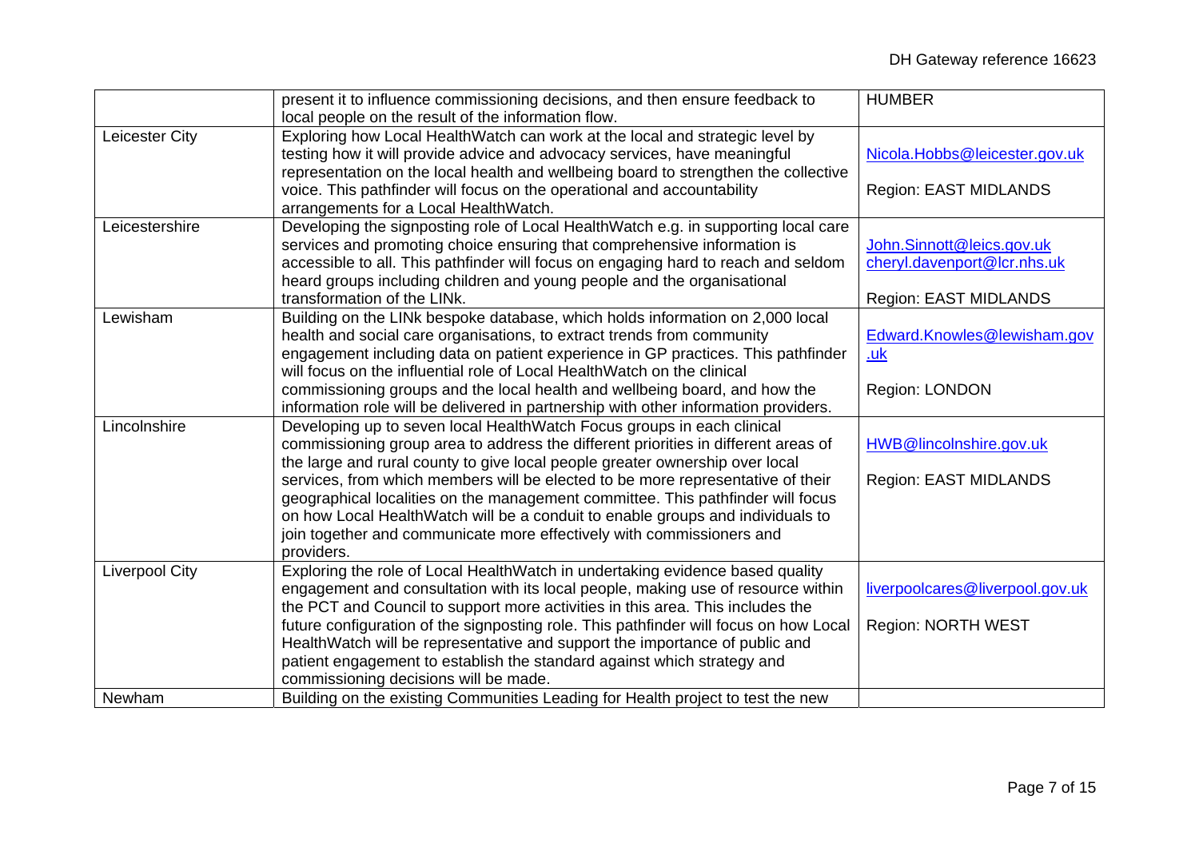| | | |
|---|---|---|
| | present it to influence commissioning decisions, and then ensure feedback to local people on the result of the information flow. | HUMBER |
| Leicester City | Exploring how Local HealthWatch can work at the local and strategic level by testing how it will provide advice and advocacy services, have meaningful representation on the local health and wellbeing board to strengthen the collective voice. This pathfinder will focus on the operational and accountability arrangements for a Local HealthWatch. | Nicola.Hobbs@leicester.gov.uk<br><br>Region: EAST MIDLANDS |
| Leicestershire | Developing the signposting role of Local HealthWatch e.g. in supporting local care services and promoting choice ensuring that comprehensive information is accessible to all. This pathfinder will focus on engaging hard to reach and seldom heard groups including children and young people and the organisational transformation of the LINk. | John.Sinnott@leics.gov.uk<br>cheryl.davenport@lcr.nhs.uk<br><br>Region: EAST MIDLANDS |
| Lewisham | Building on the LINk bespoke database, which holds information on 2,000 local health and social care organisations, to extract trends from community engagement including data on patient experience in GP practices. This pathfinder will focus on the influential role of Local HealthWatch on the clinical commissioning groups and the local health and wellbeing board, and how the information role will be delivered in partnership with other information providers. | Edward.Knowles@lewisham.gov.uk<br><br>Region: LONDON |
| Lincolnshire | Developing up to seven local HealthWatch Focus groups in each clinical commissioning group area to address the different priorities in different areas of the large and rural county to give local people greater ownership over local services, from which members will be elected to be more representative of their geographical localities on the management committee. This pathfinder will focus on how Local HealthWatch will be a conduit to enable groups and individuals to join together and communicate more effectively with commissioners and providers. | HWB@lincolnshire.gov.uk<br><br>Region: EAST MIDLANDS |
| Liverpool City | Exploring the role of Local HealthWatch in undertaking evidence based quality engagement and consultation with its local people, making use of resource within the PCT and Council to support more activities in this area. This includes the future configuration of the signposting role. This pathfinder will focus on how Local HealthWatch will be representative and support the importance of public and patient engagement to establish the standard against which strategy and commissioning decisions will be made. | liverpoolcares@liverpool.gov.uk<br><br>Region: NORTH WEST |
| Newham | Building on the existing Communities Leading for Health project to test the new | |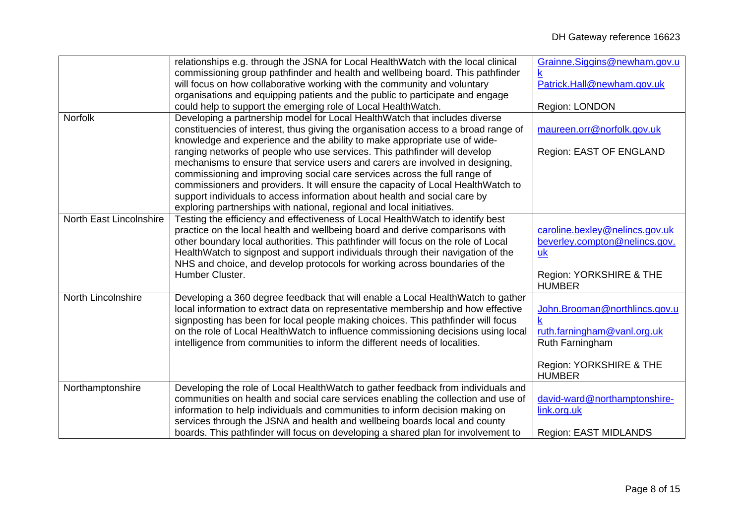| | | |
|---|---|---|
| | relationships e.g. through the JSNA for Local HealthWatch with the local clinical commissioning group pathfinder and health and wellbeing board. This pathfinder will focus on how collaborative working with the community and voluntary organisations and equipping patients and the public to participate and engage could help to support the emerging role of Local HealthWatch. | Grainne.Siggins@newham.gov.uk<br>Patrick.Hall@newham.gov.uk<br><br>Region: LONDON |
| Norfolk | Developing a partnership model for Local HealthWatch that includes diverse constituencies of interest, thus giving the organisation access to a broad range of knowledge and experience and the ability to make appropriate use of wide-ranging networks of people who use services. This pathfinder will develop mechanisms to ensure that service users and carers are involved in designing, commissioning and improving social care services across the full range of commissioners and providers. It will ensure the capacity of Local HealthWatch to support individuals to access information about health and social care by exploring partnerships with national, regional and local initiatives. | maureen.orr@norfolk.gov.uk<br><br>Region: EAST OF ENGLAND |
| North East Lincolnshire | Testing the efficiency and effectiveness of Local HealthWatch to identify best practice on the local health and wellbeing board and derive comparisons with other boundary local authorities. This pathfinder will focus on the role of Local HealthWatch to signpost and support individuals through their navigation of the NHS and choice, and develop protocols for working across boundaries of the Humber Cluster. | caroline.bexley@nelincs.gov.uk<br>beverley.compton@nelincs.gov.uk<br><br>Region: YORKSHIRE & THE HUMBER |
| North Lincolnshire | Developing a 360 degree feedback that will enable a Local HealthWatch to gather local information to extract data on representative membership and how effective signposting has been for local people making choices. This pathfinder will focus on the role of Local HealthWatch to influence commissioning decisions using local intelligence from communities to inform the different needs of localities. | John.Brooman@northlincs.gov.uk<br>ruth.farningham@vanl.org.uk<br>Ruth Farningham<br><br>Region: YORKSHIRE & THE HUMBER |
| Northamptonshire | Developing the role of Local HealthWatch to gather feedback from individuals and communities on health and social care services enabling the collection and use of information to help individuals and communities to inform decision making on services through the JSNA and health and wellbeing boards local and county boards. This pathfinder will focus on developing a shared plan for involvement to | david-ward@northamptonshire-link.org.uk<br><br>Region: EAST MIDLANDS |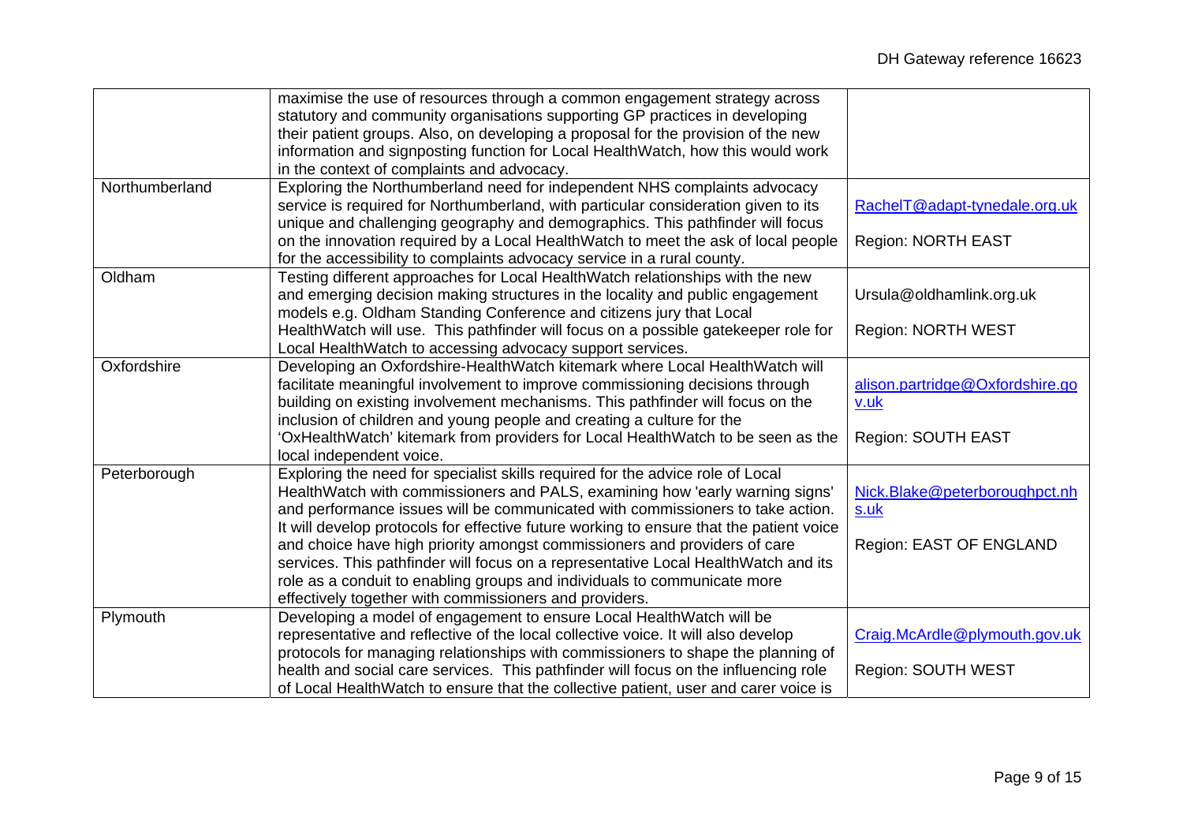| | | |
|---|---|---|
| | maximise the use of resources through a common engagement strategy across statutory and community organisations supporting GP practices in developing their patient groups. Also, on developing a proposal for the provision of the new information and signposting function for Local HealthWatch, how this would work in the context of complaints and advocacy. | |
| Northumberland | Exploring the Northumberland need for independent NHS complaints advocacy service is required for Northumberland, with particular consideration given to its unique and challenging geography and demographics. This pathfinder will focus on the innovation required by a Local HealthWatch to meet the ask of local people for the accessibility to complaints advocacy service in a rural county. | RachelT@adapt-tynedale.org.uk<br><br>Region: NORTH EAST |
| Oldham | Testing different approaches for Local HealthWatch relationships with the new and emerging decision making structures in the locality and public engagement models e.g. Oldham Standing Conference and citizens jury that Local HealthWatch will use. This pathfinder will focus on a possible gatekeeper role for Local HealthWatch to accessing advocacy support services. | Ursula@oldhamlink.org.uk<br><br>Region: NORTH WEST |
| Oxfordshire | Developing an Oxfordshire-HealthWatch kitemark where Local HealthWatch will facilitate meaningful involvement to improve commissioning decisions through building on existing involvement mechanisms. This pathfinder will focus on the inclusion of children and young people and creating a culture for the 'OxHealthWatch' kitemark from providers for Local HealthWatch to be seen as the local independent voice. | alison.partridge@Oxfordshire.gov.uk<br><br>Region: SOUTH EAST |
| Peterborough | Exploring the need for specialist skills required for the advice role of Local HealthWatch with commissioners and PALS, examining how 'early warning signs' and performance issues will be communicated with commissioners to take action. It will develop protocols for effective future working to ensure that the patient voice and choice have high priority amongst commissioners and providers of care services. This pathfinder will focus on a representative Local HealthWatch and its role as a conduit to enabling groups and individuals to communicate more effectively together with commissioners and providers. | Nick.Blake@peterboroughpct.nhs.uk<br><br>Region: EAST OF ENGLAND |
| Plymouth | Developing a model of engagement to ensure Local HealthWatch will be representative and reflective of the local collective voice. It will also develop protocols for managing relationships with commissioners to shape the planning of health and social care services. This pathfinder will focus on the influencing role of Local HealthWatch to ensure that the collective patient, user and carer voice is | Craig.McArdle@plymouth.gov.uk<br><br>Region: SOUTH WEST |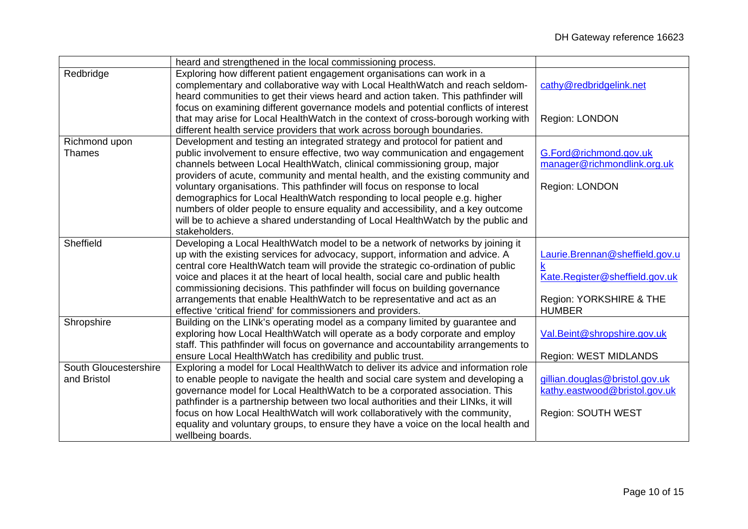| | | |
|---|---|---|
| | heard and strengthened in the local commissioning process. | |
| Redbridge | Exploring how different patient engagement organisations can work in a complementary and collaborative way with Local HealthWatch and reach seldom-heard communities to get their views heard and action taken. This pathfinder will focus on examining different governance models and potential conflicts of interest that may arise for Local HealthWatch in the context of cross-borough working with different health service providers that work across borough boundaries. | cathy@redbridgelink.net<br><br>Region: LONDON |
| Richmond upon Thames | Development and testing an integrated strategy and protocol for patient and public involvement to ensure effective, two way communication and engagement channels between Local HealthWatch, clinical commissioning group, major providers of acute, community and mental health, and the existing community and voluntary organisations. This pathfinder will focus on response to local demographics for Local HealthWatch responding to local people e.g. higher numbers of older people to ensure equality and accessibility, and a key outcome will be to achieve a shared understanding of Local HealthWatch by the public and stakeholders. | G.Ford@richmond.gov.uk<br>manager@richmondlink.org.uk<br><br>Region: LONDON |
| Sheffield | Developing a Local HealthWatch model to be a network of networks by joining it up with the existing services for advocacy, support, information and advice. A central core HealthWatch team will provide the strategic co-ordination of public voice and places it at the heart of local health, social care and public health commissioning decisions. This pathfinder will focus on building governance arrangements that enable HealthWatch to be representative and act as an effective 'critical friend' for commissioners and providers. | Laurie.Brennan@sheffield.gov.uk<br>Kate.Register@sheffield.gov.uk<br><br>Region: YORKSHIRE & THE HUMBER |
| Shropshire | Building on the LINk's operating model as a company limited by guarantee and exploring how Local HealthWatch will operate as a body corporate and employ staff. This pathfinder will focus on governance and accountability arrangements to ensure Local HealthWatch has credibility and public trust. | Val.Beint@shropshire.gov.uk<br><br>Region: WEST MIDLANDS |
| South Gloucestershire and Bristol | Exploring a model for Local HealthWatch to deliver its advice and information role to enable people to navigate the health and social care system and developing a governance model for Local HealthWatch to be a corporated association. This pathfinder is a partnership between two local authorities and their LINks, it will focus on how Local HealthWatch will work collaboratively with the community, equality and voluntary groups, to ensure they have a voice on the local health and wellbeing boards. | gillian.douglas@bristol.gov.uk<br>kathy.eastwood@bristol.gov.uk<br><br>Region: SOUTH WEST |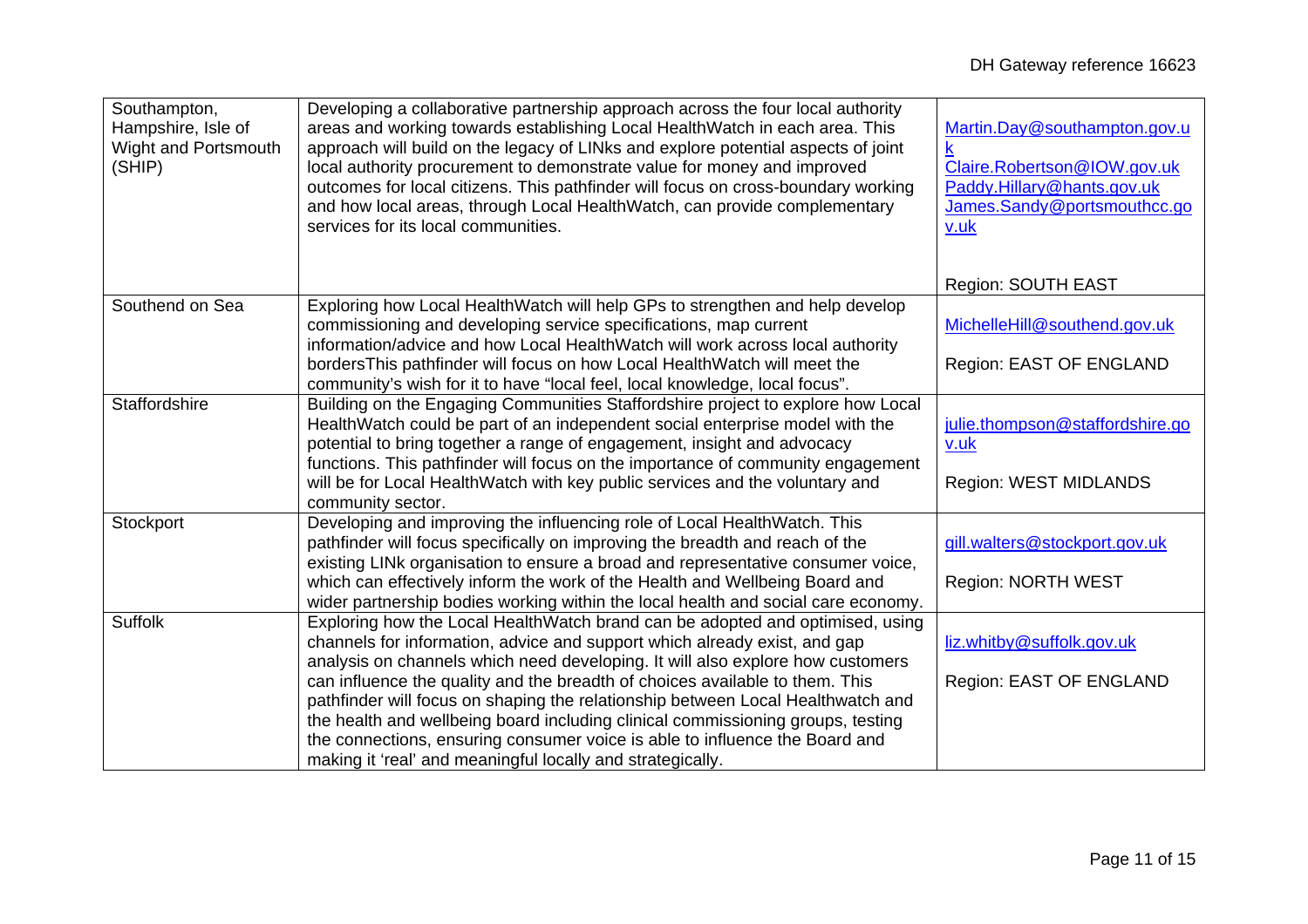| | | |
|---|---|---|
| Southampton, Hampshire, Isle of Wight and Portsmouth (SHIP) | Developing a collaborative partnership approach across the four local authority areas and working towards establishing Local HealthWatch in each area. This approach will build on the legacy of LINks and explore potential aspects of joint local authority procurement to demonstrate value for money and improved outcomes for local citizens. This pathfinder will focus on cross-boundary working and how local areas, through Local HealthWatch, can provide complementary services for its local communities. | Martin.Day@southampton.gov.uk<br>Claire.Robertson@IOW.gov.uk<br>Paddy.Hillary@hants.gov.uk<br>James.Sandy@portsmouthcc.gov.uk<br><br>Region: SOUTH EAST |
| Southend on Sea | Exploring how Local HealthWatch will help GPs to strengthen and help develop commissioning and developing service specifications, map current information/advice and how Local HealthWatch will work across local authority bordersThis pathfinder will focus on how Local HealthWatch will meet the community's wish for it to have "local feel, local knowledge, local focus". | MichelleHill@southend.gov.uk<br><br>Region: EAST OF ENGLAND |
| Staffordshire | Building on the Engaging Communities Staffordshire project to explore how Local HealthWatch could be part of an independent social enterprise model with the potential to bring together a range of engagement, insight and advocacy functions. This pathfinder will focus on the importance of community engagement will be for Local HealthWatch with key public services and the voluntary and community sector. | julie.thompson@staffordshire.gov.uk<br><br>Region: WEST MIDLANDS |
| Stockport | Developing and improving the influencing role of Local HealthWatch. This pathfinder will focus specifically on improving the breadth and reach of the existing LINk organisation to ensure a broad and representative consumer voice, which can effectively inform the work of the Health and Wellbeing Board and wider partnership bodies working within the local health and social care economy. | gill.walters@stockport.gov.uk<br><br>Region: NORTH WEST |
| Suffolk | Exploring how the Local HealthWatch brand can be adopted and optimised, using channels for information, advice and support which already exist, and gap analysis on channels which need developing. It will also explore how customers can influence the quality and the breadth of choices available to them. This pathfinder will focus on shaping the relationship between Local Healthwatch and the health and wellbeing board including clinical commissioning groups, testing the connections, ensuring consumer voice is able to influence the Board and making it 'real' and meaningful locally and strategically. | liz.whitby@suffolk.gov.uk<br><br>Region: EAST OF ENGLAND |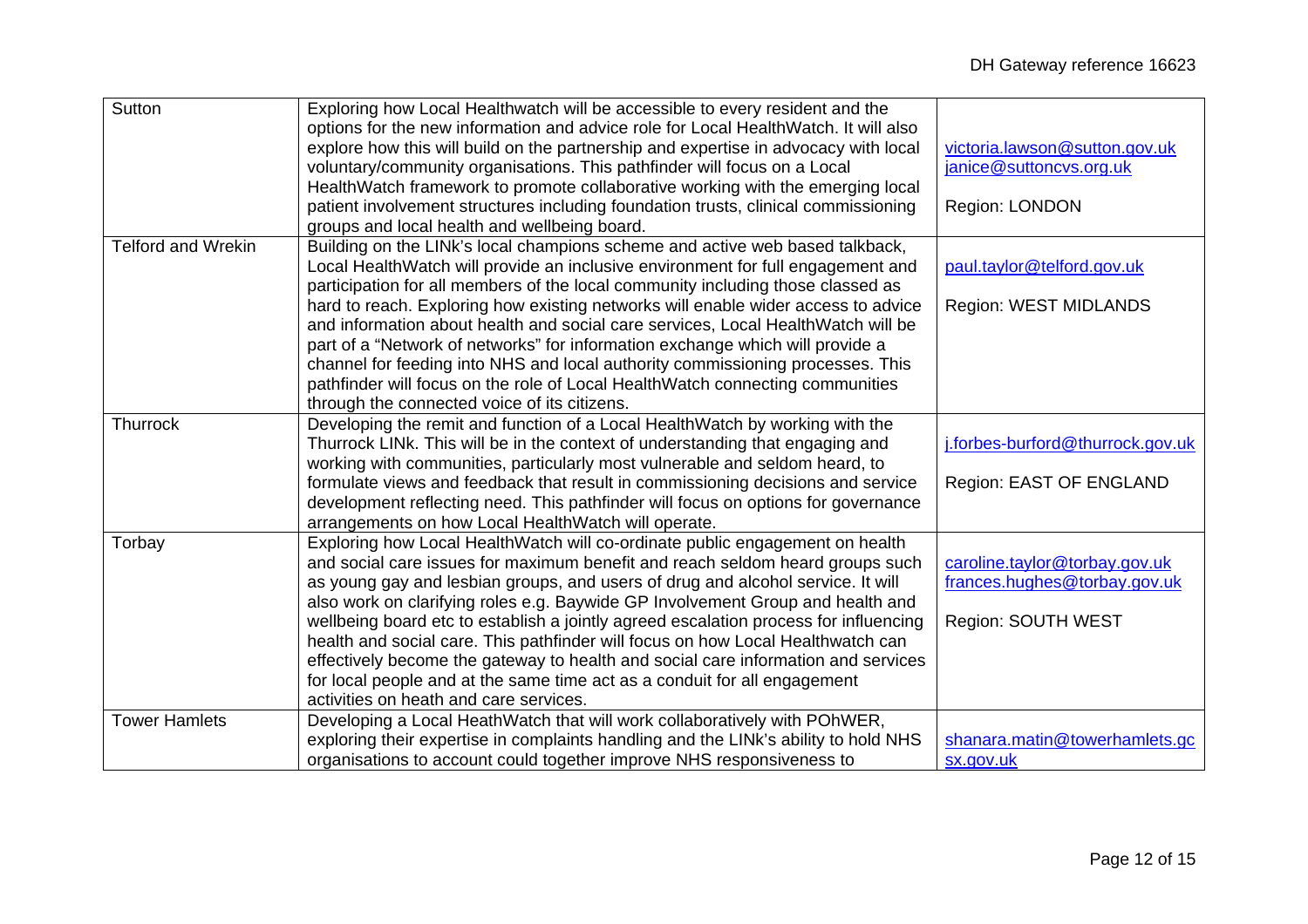| Sutton | Exploring how Local Healthwatch will be accessible to every resident and the options for the new information and advice role for Local HealthWatch. It will also explore how this will build on the partnership and expertise in advocacy with local voluntary/community organisations. This pathfinder will focus on a Local HealthWatch framework to promote collaborative working with the emerging local patient involvement structures including foundation trusts, clinical commissioning groups and local health and wellbeing board. | victoria.lawson@sutton.gov.uk<br>janice@suttoncvs.org.uk<br><br>Region: LONDON |
|---|---|---|
| Telford and Wrekin | Building on the LINk's local champions scheme and active web based talkback, Local HealthWatch will provide an inclusive environment for full engagement and participation for all members of the local community including those classed as hard to reach. Exploring how existing networks will enable wider access to advice and information about health and social care services, Local HealthWatch will be part of a "Network of networks" for information exchange which will provide a channel for feeding into NHS and local authority commissioning processes. This pathfinder will focus on the role of Local HealthWatch connecting communities through the connected voice of its citizens. | paul.taylor@telford.gov.uk<br><br>Region: WEST MIDLANDS |
| Thurrock | Developing the remit and function of a Local HealthWatch by working with the Thurrock LINk. This will be in the context of understanding that engaging and working with communities, particularly most vulnerable and seldom heard, to formulate views and feedback that result in commissioning decisions and service development reflecting need. This pathfinder will focus on options for governance arrangements on how Local HealthWatch will operate. | j.forbes-burford@thurrock.gov.uk<br><br>Region: EAST OF ENGLAND |
| Torbay | Exploring how Local HealthWatch will co-ordinate public engagement on health and social care issues for maximum benefit and reach seldom heard groups such as young gay and lesbian groups, and users of drug and alcohol service. It will also work on clarifying roles e.g. Baywide GP Involvement Group and health and wellbeing board etc to establish a jointly agreed escalation process for influencing health and social care. This pathfinder will focus on how Local Healthwatch can effectively become the gateway to health and social care information and services for local people and at the same time act as a conduit for all engagement activities on heath and care services. | caroline.taylor@torbay.gov.uk<br>frances.hughes@torbay.gov.uk<br><br>Region: SOUTH WEST |
| Tower Hamlets | Developing a Local HeathWatch that will work collaboratively with POhWER, exploring their expertise in complaints handling and the LINk's ability to hold NHS organisations to account could together improve NHS responsiveness to | shanara.matin@towerhamlets.gcsx.gov.uk |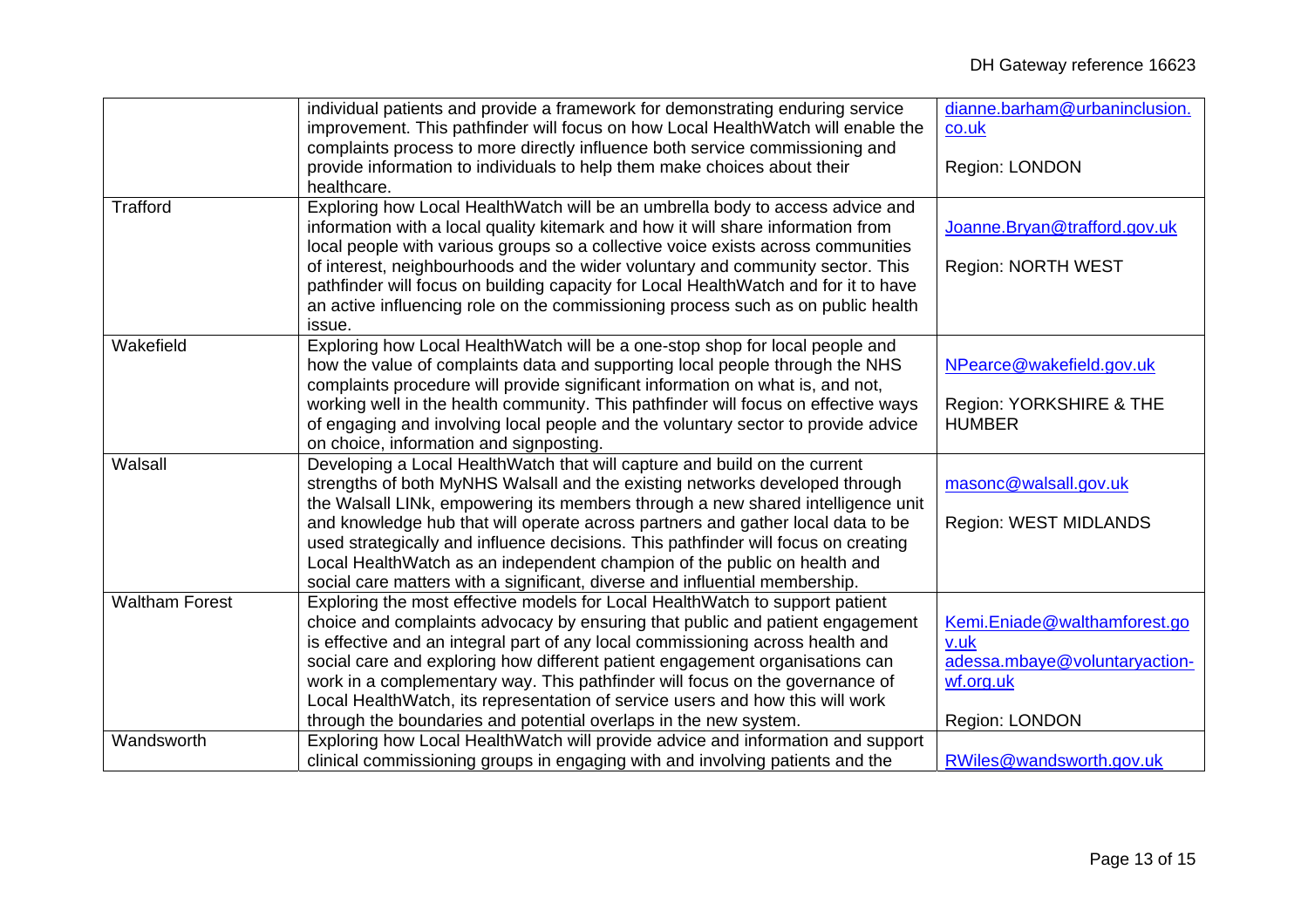| | | |
|---|---|---|
| | individual patients and provide a framework for demonstrating enduring service improvement. This pathfinder will focus on how Local HealthWatch will enable the complaints process to more directly influence both service commissioning and provide information to individuals to help them make choices about their healthcare. | dianne.barham@urbaninclusion.co.uk<br><br>Region: LONDON |
| Trafford | Exploring how Local HealthWatch will be an umbrella body to access advice and information with a local quality kitemark and how it will share information from local people with various groups so a collective voice exists across communities of interest, neighbourhoods and the wider voluntary and community sector. This pathfinder will focus on building capacity for Local HealthWatch and for it to have an active influencing role on the commissioning process such as on public health issue. | Joanne.Bryan@trafford.gov.uk<br><br>Region: NORTH WEST |
| Wakefield | Exploring how Local HealthWatch will be a one-stop shop for local people and how the value of complaints data and supporting local people through the NHS complaints procedure will provide significant information on what is, and not, working well in the health community. This pathfinder will focus on effective ways of engaging and involving local people and the voluntary sector to provide advice on choice, information and signposting. | NPearce@wakefield.gov.uk<br><br>Region: YORKSHIRE & THE HUMBER |
| Walsall | Developing a Local HealthWatch that will capture and build on the current strengths of both MyNHS Walsall and the existing networks developed through the Walsall LINk, empowering its members through a new shared intelligence unit and knowledge hub that will operate across partners and gather local data to be used strategically and influence decisions. This pathfinder will focus on creating Local HealthWatch as an independent champion of the public on health and social care matters with a significant, diverse and influential membership. | masonc@walsall.gov.uk<br><br>Region: WEST MIDLANDS |
| Waltham Forest | Exploring the most effective models for Local HealthWatch to support patient choice and complaints advocacy by ensuring that public and patient engagement is effective and an integral part of any local commissioning across health and social care and exploring how different patient engagement organisations can work in a complementary way. This pathfinder will focus on the governance of Local HealthWatch, its representation of service users and how this will work through the boundaries and potential overlaps in the new system. | Kemi.Eniade@walthamforest.gov.uk<br>adessa.mbaye@voluntaryaction-wf.org.uk<br><br>Region: LONDON |
| Wandsworth | Exploring how Local HealthWatch will provide advice and information and support clinical commissioning groups in engaging with and involving patients and the | RWiles@wandsworth.gov.uk |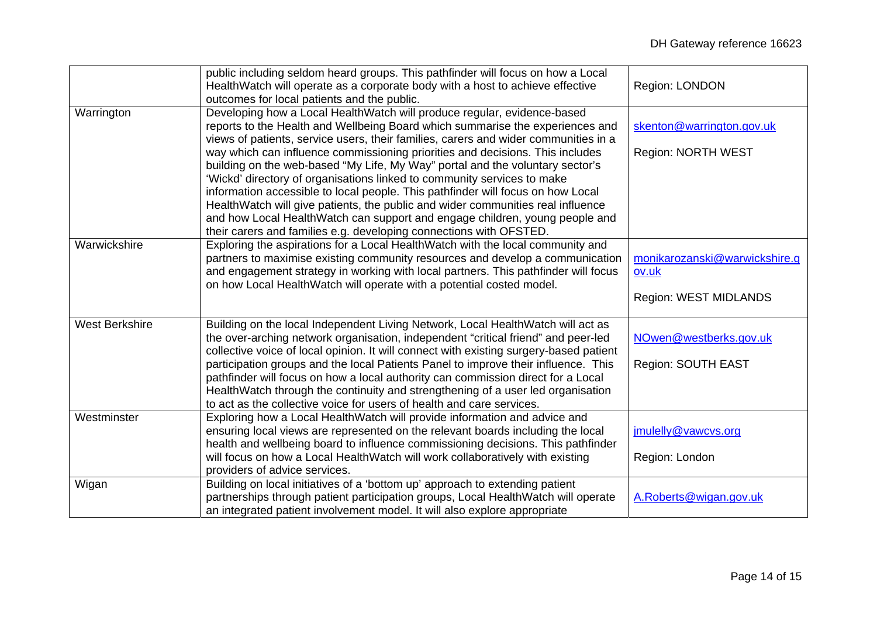| | | |
|---|---|---|
| | public including seldom heard groups. This pathfinder will focus on how a Local HealthWatch will operate as a corporate body with a host to achieve effective outcomes for local patients and the public. | Region: LONDON |
| Warrington | Developing how a Local HealthWatch will produce regular, evidence-based reports to the Health and Wellbeing Board which summarise the experiences and views of patients, service users, their families, carers and wider communities in a way which can influence commissioning priorities and decisions. This includes building on the web-based "My Life, My Way" portal and the voluntary sector's 'Wickd' directory of organisations linked to community services to make information accessible to local people. This pathfinder will focus on how Local HealthWatch will give patients, the public and wider communities real influence and how Local HealthWatch can support and engage children, young people and their carers and families e.g. developing connections with OFSTED. | skenton@warrington.gov.uk<br><br>Region: NORTH WEST |
| Warwickshire | Exploring the aspirations for a Local HealthWatch with the local community and partners to maximise existing community resources and develop a communication and engagement strategy in working with local partners. This pathfinder will focus on how Local HealthWatch will operate with a potential costed model. | monikarozanski@warwickshire.gov.uk<br><br>Region: WEST MIDLANDS |
| West Berkshire | Building on the local Independent Living Network, Local HealthWatch will act as the over-arching network organisation, independent "critical friend" and peer-led collective voice of local opinion. It will connect with existing surgery-based patient participation groups and the local Patients Panel to improve their influence. This pathfinder will focus on how a local authority can commission direct for a Local HealthWatch through the continuity and strengthening of a user led organisation to act as the collective voice for users of health and care services. | NOwen@westberks.gov.uk<br><br>Region: SOUTH EAST |
| Westminster | Exploring how a Local HealthWatch will provide information and advice and ensuring local views are represented on the relevant boards including the local health and wellbeing board to influence commissioning decisions. This pathfinder will focus on how a Local HealthWatch will work collaboratively with existing providers of advice services. | jmulelly@vawcvs.org<br><br>Region: London |
| Wigan | Building on local initiatives of a 'bottom up' approach to extending patient partnerships through patient participation groups, Local HealthWatch will operate an integrated patient involvement model. It will also explore appropriate | A.Roberts@wigan.gov.uk |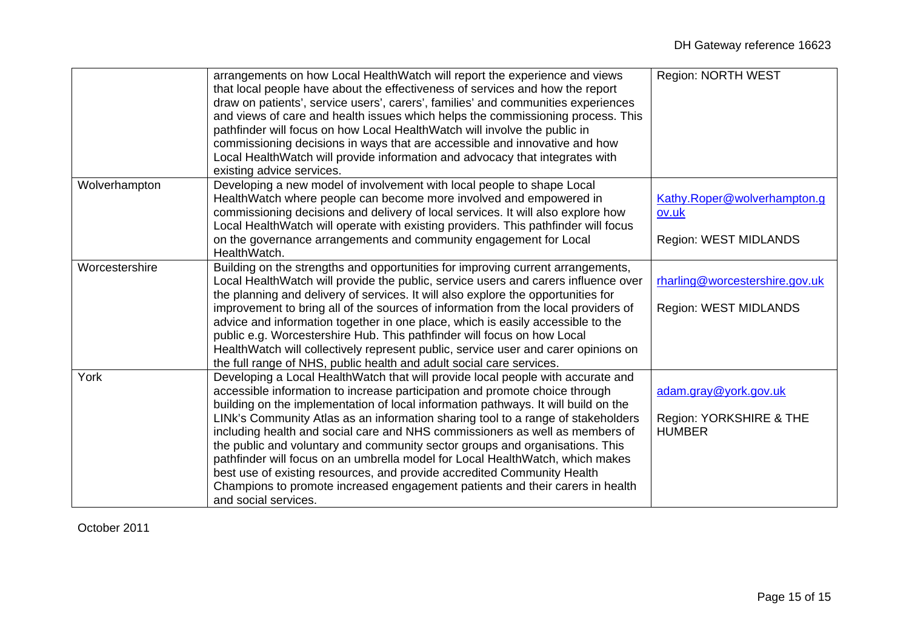| | | |
|---|---|---|
| | arrangements on how Local HealthWatch will report the experience and views that local people have about the effectiveness of services and how the report draw on patients', service users', carers', families' and communities experiences and views of care and health issues which helps the commissioning process. This pathfinder will focus on how Local HealthWatch will involve the public in commissioning decisions in ways that are accessible and innovative and how Local HealthWatch will provide information and advocacy that integrates with existing advice services. | Region: NORTH WEST |
| Wolverhampton | Developing a new model of involvement with local people to shape Local HealthWatch where people can become more involved and empowered in commissioning decisions and delivery of local services. It will also explore how Local HealthWatch will operate with existing providers. This pathfinder will focus on the governance arrangements and community engagement for Local HealthWatch. | Kathy.Roper@wolverhampton.gov.uk<br><br>Region: WEST MIDLANDS |
| Worcestershire | Building on the strengths and opportunities for improving current arrangements, Local HealthWatch will provide the public, service users and carers influence over the planning and delivery of services. It will also explore the opportunities for improvement to bring all of the sources of information from the local providers of advice and information together in one place, which is easily accessible to the public e.g. Worcestershire Hub. This pathfinder will focus on how Local HealthWatch will collectively represent public, service user and carer opinions on the full range of NHS, public health and adult social care services. | rharling@worcestershire.gov.uk<br><br>Region: WEST MIDLANDS |
| York | Developing a Local HealthWatch that will provide local people with accurate and accessible information to increase participation and promote choice through building on the implementation of local information pathways. It will build on the LINk's Community Atlas as an information sharing tool to a range of stakeholders including health and social care and NHS commissioners as well as members of the public and voluntary and community sector groups and organisations. This pathfinder will focus on an umbrella model for Local HealthWatch, which makes best use of existing resources, and provide accredited Community Health Champions to promote increased engagement patients and their carers in health and social services. | adam.gray@york.gov.uk<br><br>Region: YORKSHIRE & THE HUMBER |

October 2011